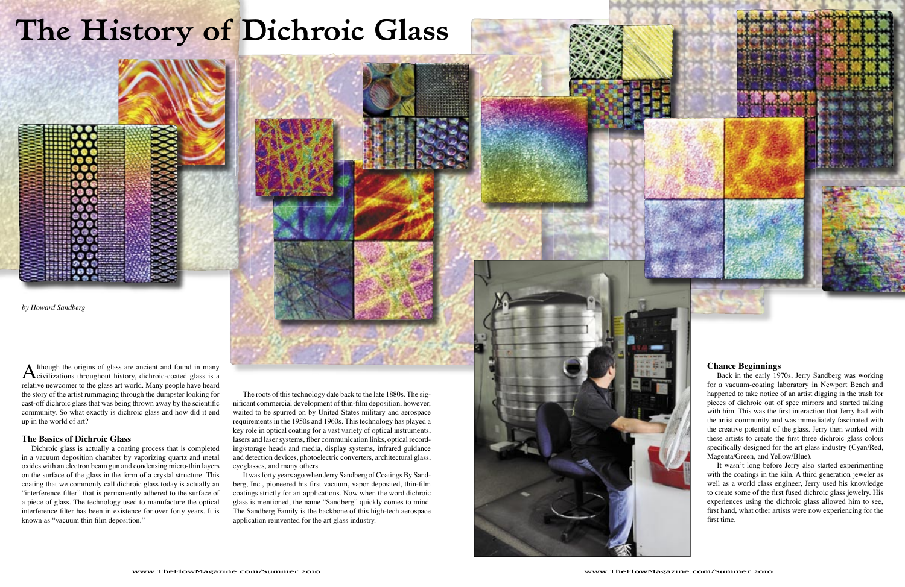# The History of Dichroic Glass

*by Howard Sandberg*

Although the origins of glass are ancient and found in many civilizations throughout history, dichroic-coated glass is a relative newcomer to the glass art world. Many people have heard the story of the artist rummaging through the dumpster looking for cast-off dichroic glass that was being thrown away by the scientific community. So what exactly is dichroic glass and how did it end up in the world of art?

## The Basics of Dichroic Glass

Dichroic glass is actually a coating process that is completed in a vacuum deposition chamber by vaporizing quartz and metal oxides with an electron beam gun and condensing micro-thin layers on the surface of the glass in the form of a crystal structure. This coating that we commonly call dichroic glass today is actually an "interference filter" that is permanently adhered to the surface of a piece of glass. The technology used to manufacture the optical interference filter has been in existence for over forty years. It is known as "vacuum thin film deposition."

The roots of this technology date back to the late 1880s. The significant commercial development of thin-film deposition, however, waited to be spurred on by United States military and aerospace requirements in the 1950s and 1960s. This technology has played a key role in optical coating for a vast variety of optical instruments, lasers and laser systems, fiber communication links, optical recording/storage heads and media, display systems, infrared guidance and detection devices, photoelectric converters, architectural glass, eyeglasses, and many others.

It was forty years ago when Jerry Sandberg of Coatings By Sandberg, Inc., pioneered his first vacuum, vapor deposited, thin-film coatings strictly for art applications. Now when the word dichroic glass is mentioned, the name "Sandberg" quickly comes to mind. The Sandberg Family is the backbone of this high-tech aerospace application reinvented for the art glass industry.

## Chance Beginnings

Back in the early 1970s, Jerry Sandberg was working for a vacuum-coating laboratory in Newport Beach and happened to take notice of an artist digging in the trash for pieces of dichroic out of spec mirrors and started talking with him. This was the first interaction that Jerry had with the artist community and was immediately fascinated with the creative potential of the glass. Jerry then worked with these artists to create the first three dichroic glass colors specifically designed for the art glass industry (Cyan/Red, Magenta/Green, and Yellow/Blue).

It wasn't long before Jerry also started experimenting with the coatings in the kiln. A third generation jeweler as well as a world class engineer, Jerry used his knowledge to create some of the first fused dichroic glass jewelry. His experiences using the dichroic glass allowed him to see, first hand, what other artists were now experiencing for the first time.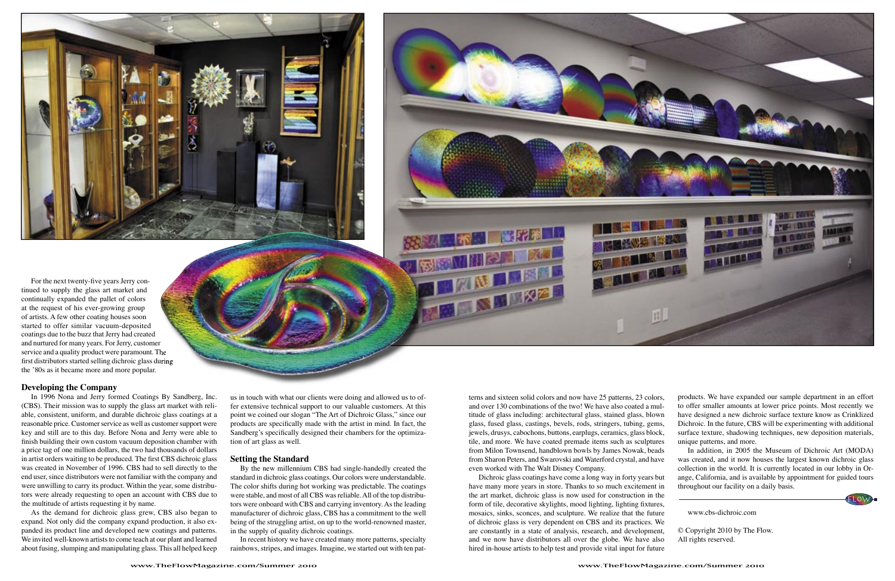For the next twenty-five years Jerry continued to supply the glass art market and continually expanded the pallet of colors at the request of his ever-growing group of artists. A few other coating houses soon started to offer similar vacuum-deposited coatings due to the buzz that Jerry had created and nurtured for many years. For Jerry, customer service and a quality product were paramount. The first distributors started selling dichroic glass during the '80s as it became more and more popular.

## Developing the Company

In 1996 Nona and Jerry formed Coatings By Sandberg, Inc. (CBS). Their mission was to supply the glass art market with reliable, consistent, uniform, and durable dichroic glass coatings at a reasonable price. Customer service as well as customer support were key and still are to this day. Before Nona and Jerry were able to finish building their own custom vacuum deposition chamber with a price tag of one million dollars, the two had thousands of dollars in artist orders waiting to be produced. The first CBS dichroic glass was created in November of 1996. CBS had to sell directly to the end user, since distributors were not familiar with the company and were unwilling to carry its product. Within the year, some distributors were already requesting to open an account with CBS due to the multitude of artists requesting it by name.

As the demand for dichroic glass grew, CBS also began to expand. Not only did the company expand production, it also expanded its product line and developed new coatings and patterns. We invited well-known artists to come teach at our plant and learned about fusing, slumping and manipulating glass. This all helped keep us in touch with what our clients were doing and allowed us to offer extensive technical support to our valuable customers. At this point we coined our slogan "The Art of Dichroic Glass," since our products are specifically made with the artist in mind. In fact, the Sandberg's specifically designed their chambers for the optimization of art glass as well.

## Setting the Standard

By the new millennium CBS had single-handedly created the standard in dichroic glass coatings. Our colors were understandable. The color shifts during hot working was predictable. The coatings were stable, and most of all CBS was reliable. All of the top distributors were onboard with CBS and carrying inventory. As the leading manufacturer of dichroic glass, CBS has a commitment to the well being of the struggling artist, on up to the world-renowned master, in the supply of quality dichroic coatings.

In recent history we have created many more patterns, specialty rainbows, stripes, and images. Imagine, we started out with ten patterns and sixteen solid colors and now have 25 patterns, 23 colors, and over 130 combinations of the two! We have also coated a multitude of glass including: architectural glass, stained glass, blown glass, fused glass, castings, bevels, rods, stringers, tubing, gems, jewels, drusys, cabochons, buttons, earplugs, ceramics, glass block, tile, and more. We have coated premade items such as sculptures from Milon Townsend, handblown bowls by James Nowak, beads from Sharon Peters, and Swarovski and Waterford crystal, and have even worked with The Walt Disney Company.

Dichroic glass coatings have come a long way in forty years but have many more years in store. Thanks to so much excitement in the art market, dichroic glass is now used for construction in the form of tile, decorative skylights, mood lighting, lighting fixtures, mosaics, sinks, sconces, and sculpture. We realize that the future of dichroic glass is very dependent on CBS and its practices. We are constantly in a state of analysis, research, and development, and we now have distributors all over the globe. We have also hired in-house artists to help test and provide vital input for future products. We have expanded our sample department in an effort to offer smaller amounts at lower price points. Most recently we have designed a new dichroic surface texture know as Crinklized Dichroic. In the future, CBS will be experimenting with additional surface texture, shadowing techniques, new deposition materials, unique patterns, and more.

In addition, in 2005 the Museum of Dichroic Art (MODA) was created, and it now houses the largest known dichroic glass collection in the world. It is currently located in our lobby in Orange, California, and is available by appointment for guided tours throughout our facility on a daily basis.

www.cbs-dichroic.com

© Copyright 2010 by The Flow.
All rights reserved.